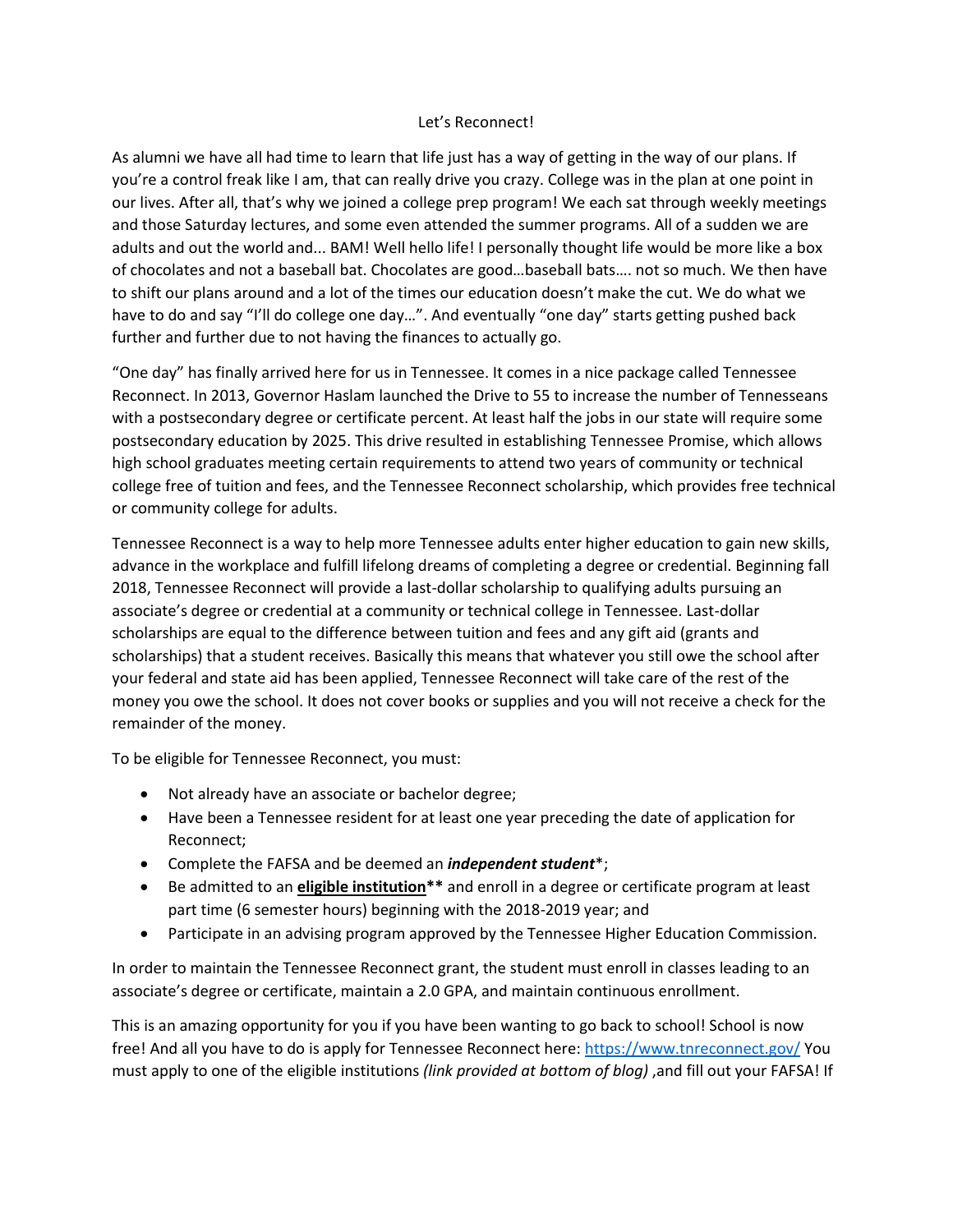# Let's Reconnect!

As alumni we have all had time to learn that life just has a way of getting in the way of our plans. If you're a control freak like I am, that can really drive you crazy. College was in the plan at one point in our lives. After all, that's why we joined a college prep program! We each sat through weekly meetings and those Saturday lectures, and some even attended the summer programs. All of a sudden we are adults and out the world and... BAM! Well hello life! I personally thought life would be more like a box of chocolates and not a baseball bat. Chocolates are good…baseball bats…. not so much. We then have to shift our plans around and a lot of the times our education doesn't make the cut. We do what we have to do and say "I'll do college one day…". And eventually "one day" starts getting pushed back further and further due to not having the finances to actually go.

"One day" has finally arrived here for us in Tennessee. It comes in a nice package called Tennessee Reconnect. In 2013, Governor Haslam launched the Drive to 55 to increase the number of Tennesseans with a postsecondary degree or certificate percent. At least half the jobs in our state will require some postsecondary education by 2025. This drive resulted in establishing Tennessee Promise, which allows high school graduates meeting certain requirements to attend two years of community or technical college free of tuition and fees, and the Tennessee Reconnect scholarship, which provides free technical or community college for adults.

Tennessee Reconnect is a way to help more Tennessee adults enter higher education to gain new skills, advance in the workplace and fulfill lifelong dreams of completing a degree or credential. Beginning fall 2018, Tennessee Reconnect will provide a last-dollar scholarship to qualifying adults pursuing an associate's degree or credential at a community or technical college in Tennessee. Last-dollar scholarships are equal to the difference between tuition and fees and any gift aid (grants and scholarships) that a student receives. Basically this means that whatever you still owe the school after your federal and state aid has been applied, Tennessee Reconnect will take care of the rest of the money you owe the school. It does not cover books or supplies and you will not receive a check for the remainder of the money.

To be eligible for Tennessee Reconnect, you must:

- Not already have an associate or bachelor degree;
- Have been a Tennessee resident for at least one year preceding the date of application for Reconnect;
- Complete the FAFSA and be deemed an ***independent student****;
- Be admitted to an **eligible institution**** and enroll in a degree or certificate program at least part time (6 semester hours) beginning with the 2018-2019 year; and
- Participate in an advising program approved by the Tennessee Higher Education Commission.

In order to maintain the Tennessee Reconnect grant, the student must enroll in classes leading to an associate's degree or certificate, maintain a 2.0 GPA, and maintain continuous enrollment.

This is an amazing opportunity for you if you have been wanting to go back to school! School is now free! And all you have to do is apply for Tennessee Reconnect here: https://www.tnreconnect.gov/ You must apply to one of the eligible institutions *(link provided at bottom of blog)* ,and fill out your FAFSA! If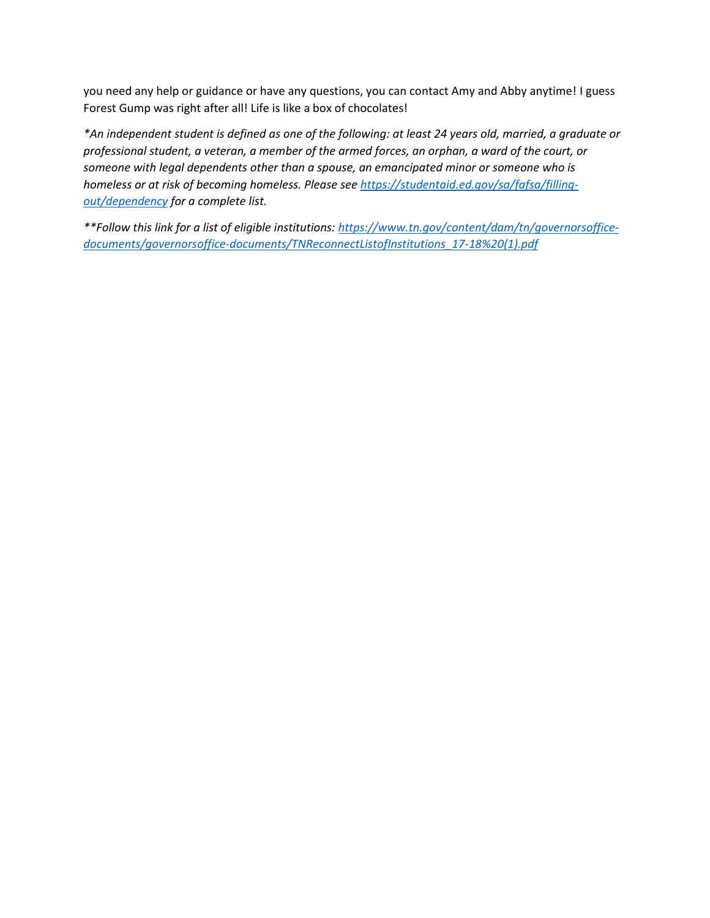you need any help or guidance or have any questions, you can contact Amy and Abby anytime! I guess Forest Gump was right after all! Life is like a box of chocolates!

*\*An independent student is defined as one of the following: at least 24 years old, married, a graduate or professional student, a veteran, a member of the armed forces, an orphan, a ward of the court, or someone with legal dependents other than a spouse, an emancipated minor or someone who is homeless or at risk of becoming homeless. Please see [https://studentaid.ed.gov/sa/fafsa/filling-out/dependency](https://studentaid.ed.gov/sa/fafsa/filling-out/dependency) for a complete list.*

*\*\*Follow this link for a list of eligible institutions: [https://www.tn.gov/content/dam/tn/governorsoffice-documents/governorsoffice-documents/TNReconnectListofInstitutions_17-18%20(1).pdf](https://www.tn.gov/content/dam/tn/governorsoffice-documents/governorsoffice-documents/TNReconnectListofInstitutions_17-18%20(1).pdf)*